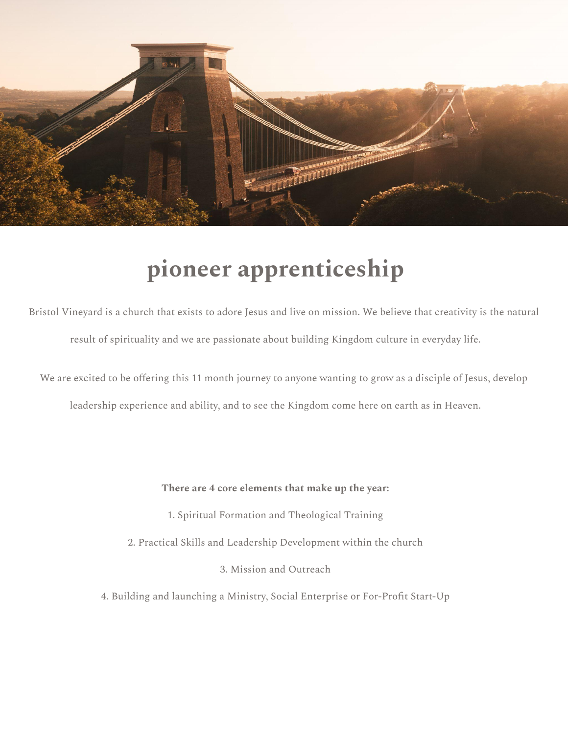# pioneer apprenticeship

Bristol Vineyard is a church that exists to adore Jesus and live on mission. We believe that creativity is the natural result of spirituality and we are passionate about building Kingdom culture in everyday life.

We are excited to be offering this 11 month journey to anyone wanting to grow as a disciple of Jesus, develop leadership experience and ability, and to see the Kingdom come here on earth as in Heaven.

**There are 4 core elements that make up the year:**

1. Spiritual Formation and Theological Training
2. Practical Skills and Leadership Development within the church
3. Mission and Outreach
4. Building and launching a Ministry, Social Enterprise or For-Profit Start-Up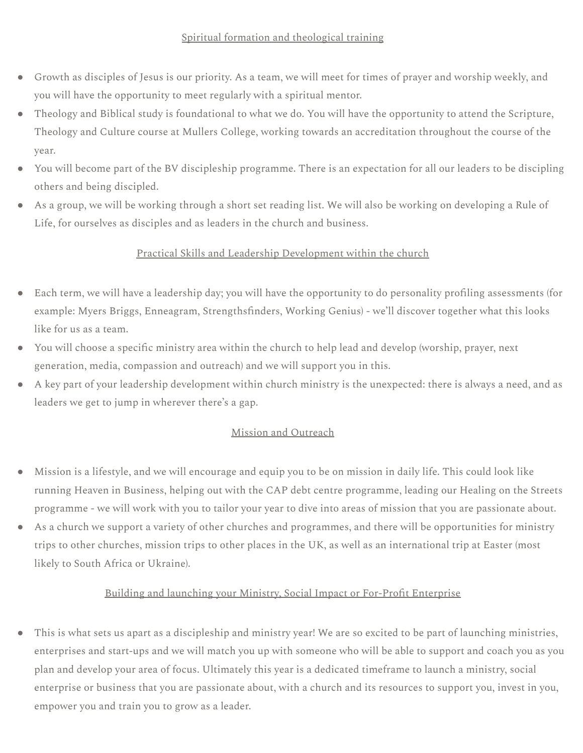## Spiritual formation and theological training

- Growth as disciples of Jesus is our priority. As a team, we will meet for times of prayer and worship weekly, and you will have the opportunity to meet regularly with a spiritual mentor.
- Theology and Biblical study is foundational to what we do. You will have the opportunity to attend the Scripture, Theology and Culture course at Mullers College, working towards an accreditation throughout the course of the year.
- You will become part of the BV discipleship programme. There is an expectation for all our leaders to be discipling others and being discipled.
- As a group, we will be working through a short set reading list. We will also be working on developing a Rule of Life, for ourselves as disciples and as leaders in the church and business.

## Practical Skills and Leadership Development within the church

- Each term, we will have a leadership day; you will have the opportunity to do personality profiling assessments (for example: Myers Briggs, Enneagram, Strengthsfinders, Working Genius) - we'll discover together what this looks like for us as a team.
- You will choose a specific ministry area within the church to help lead and develop (worship, prayer, next generation, media, compassion and outreach) and we will support you in this.
- A key part of your leadership development within church ministry is the unexpected: there is always a need, and as leaders we get to jump in wherever there's a gap.

## Mission and Outreach

- Mission is a lifestyle, and we will encourage and equip you to be on mission in daily life. This could look like running Heaven in Business, helping out with the CAP debt centre programme, leading our Healing on the Streets programme - we will work with you to tailor your year to dive into areas of mission that you are passionate about.
- As a church we support a variety of other churches and programmes, and there will be opportunities for ministry trips to other churches, mission trips to other places in the UK, as well as an international trip at Easter (most likely to South Africa or Ukraine).

## Building and launching your Ministry, Social Impact or For-Profit Enterprise

- This is what sets us apart as a discipleship and ministry year! We are so excited to be part of launching ministries, enterprises and start-ups and we will match you up with someone who will be able to support and coach you as you plan and develop your area of focus. Ultimately this year is a dedicated timeframe to launch a ministry, social enterprise or business that you are passionate about, with a church and its resources to support you, invest in you, empower you and train you to grow as a leader.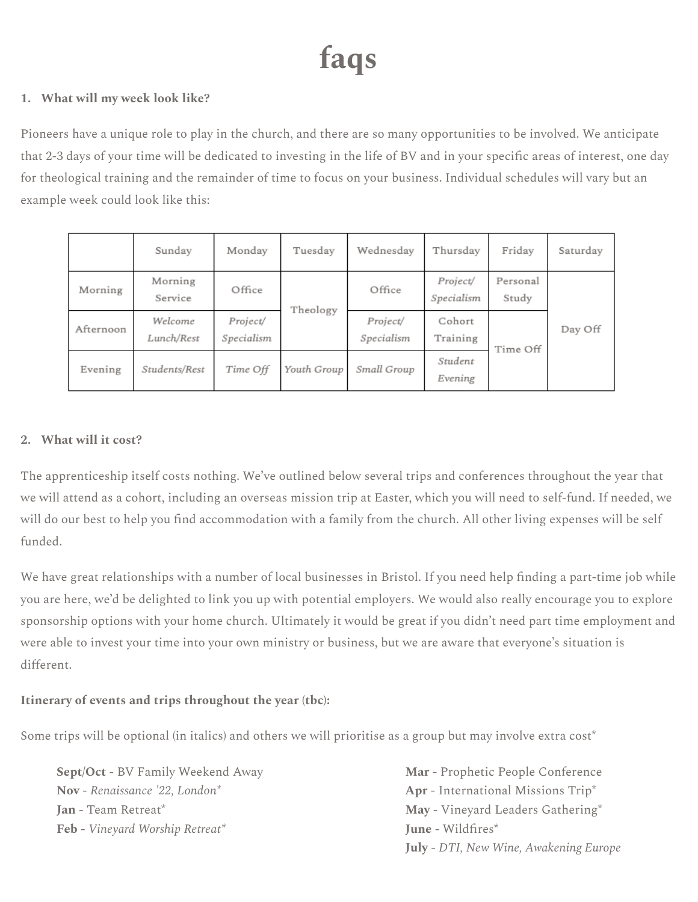# faqs

**1. What will my week look like?**

Pioneers have a unique role to play in the church, and there are so many opportunities to be involved. We anticipate that 2-3 days of your time will be dedicated to investing in the life of BV and in your specific areas of interest, one day for theological training and the remainder of time to focus on your business. Individual schedules will vary but an example week could look like this:

| | Sunday | Monday | Tuesday | Wednesday | Thursday | Friday | Saturday |
|---|---|---|---|---|---|---|---|
| Morning | Morning Service | Office | Theology | Office | *Project/ Specialism* | Personal Study | Day Off |
| Afternoon | *Welcome Lunch/Rest* | *Project/ Specialism* | Theology | *Project/ Specialism* | Cohort Training | Time Off | Day Off |
| Evening | *Students/Rest* | *Time Off* | *Youth Group* | *Small Group* | *Student Evening* | Time Off | Day Off |

**2. What will it cost?**

The apprenticeship itself costs nothing. We've outlined below several trips and conferences throughout the year that we will attend as a cohort, including an overseas mission trip at Easter, which you will need to self-fund. If needed, we will do our best to help you find accommodation with a family from the church. All other living expenses will be self funded.

We have great relationships with a number of local businesses in Bristol. If you need help finding a part-time job while you are here, we'd be delighted to link you up with potential employers. We would also really encourage you to explore sponsorship options with your home church. Ultimately it would be great if you didn't need part time employment and were able to invest your time into your own ministry or business, but we are aware that everyone's situation is different.

**Itinerary of events and trips throughout the year (tbc):**

Some trips will be optional (in italics) and others we will prioritise as a group but may involve extra cost*

**Sept/Oct** - BV Family Weekend Away
**Nov** - *Renaissance '22, London**
**Jan** - Team Retreat*
**Feb** - *Vineyard Worship Retreat**
**Mar** - Prophetic People Conference
**Apr** - International Missions Trip*
**May** - Vineyard Leaders Gathering*
**June** - Wildfires*
**July** - *DTI, New Wine, Awakening Europe*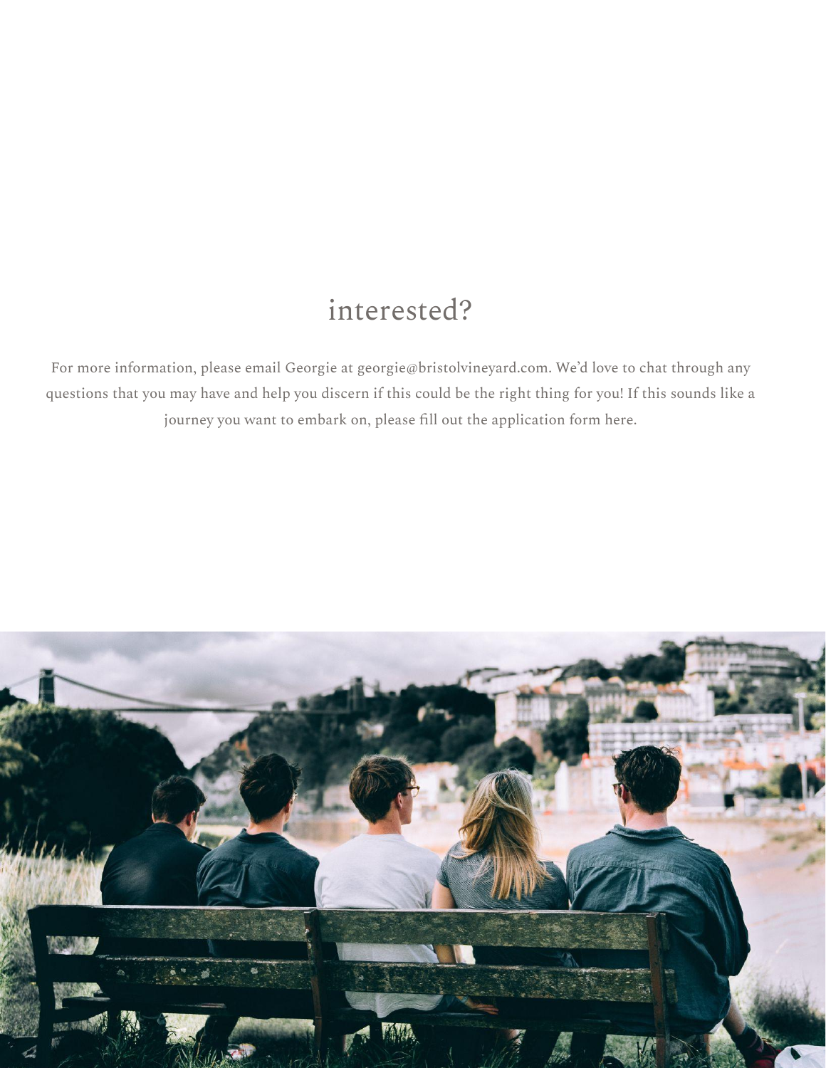## interested?

For more information, please email Georgie at georgie@bristolvineyard.com. We'd love to chat through any questions that you may have and help you discern if this could be the right thing for you! If this sounds like a journey you want to embark on, please fill out the application form here.